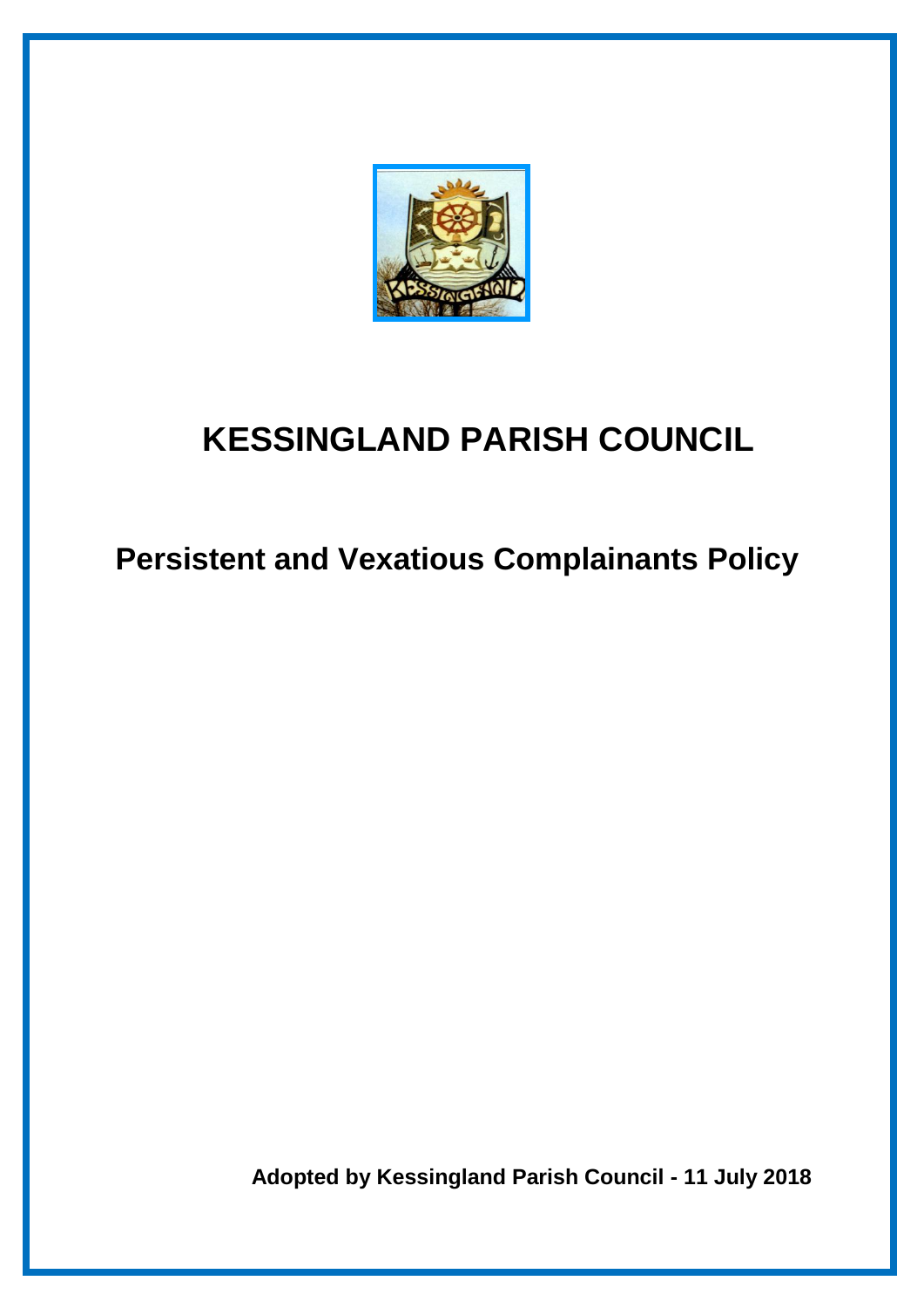# KESSINGLAND PARISH COUNCIL

## Persistent and Vexatious Complainants Policy

**Adopted by Kessingland Parish Council - 11 July 2018**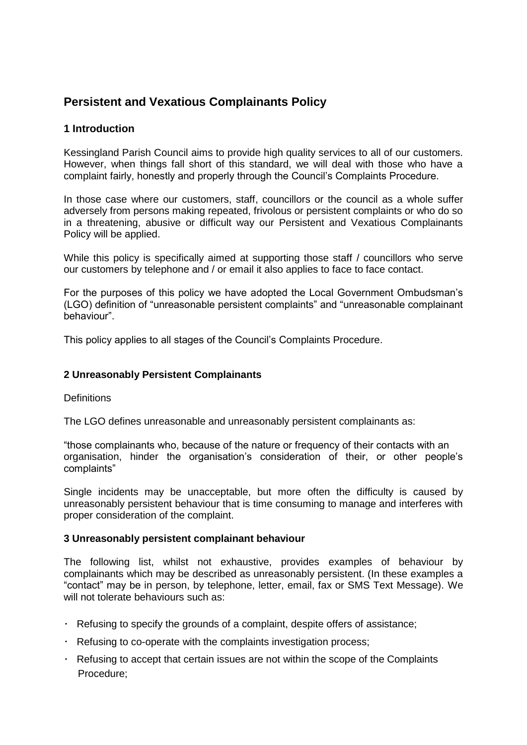# Persistent and Vexatious Complainants Policy

## 1 Introduction

Kessingland Parish Council aims to provide high quality services to all of our customers. However, when things fall short of this standard, we will deal with those who have a complaint fairly, honestly and properly through the Council's Complaints Procedure.

In those case where our customers, staff, councillors or the council as a whole suffer adversely from persons making repeated, frivolous or persistent complaints or who do so in a threatening, abusive or difficult way our Persistent and Vexatious Complainants Policy will be applied.

While this policy is specifically aimed at supporting those staff / councillors who serve our customers by telephone and / or email it also applies to face to face contact.

For the purposes of this policy we have adopted the Local Government Ombudsman's (LGO) definition of "unreasonable persistent complaints" and "unreasonable complainant behaviour".

This policy applies to all stages of the Council's Complaints Procedure.

## 2 Unreasonably Persistent Complainants

Definitions

The LGO defines unreasonable and unreasonably persistent complainants as:

"those complainants who, because of the nature or frequency of their contacts with an organisation, hinder the organisation's consideration of their, or other people's complaints"

Single incidents may be unacceptable, but more often the difficulty is caused by unreasonably persistent behaviour that is time consuming to manage and interferes with proper consideration of the complaint.

## 3 Unreasonably persistent complainant behaviour

The following list, whilst not exhaustive, provides examples of behaviour by complainants which may be described as unreasonably persistent. (In these examples a "contact" may be in person, by telephone, letter, email, fax or SMS Text Message). We will not tolerate behaviours such as:

- Refusing to specify the grounds of a complaint, despite offers of assistance;
- Refusing to co-operate with the complaints investigation process;
- Refusing to accept that certain issues are not within the scope of the Complaints Procedure;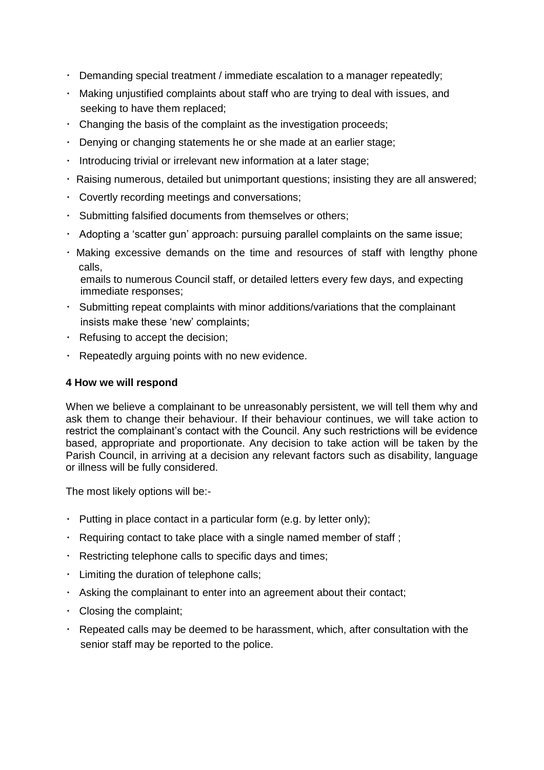- Demanding special treatment / immediate escalation to a manager repeatedly;
- Making unjustified complaints about staff who are trying to deal with issues, and seeking to have them replaced;
- Changing the basis of the complaint as the investigation proceeds;
- Denying or changing statements he or she made at an earlier stage;
- Introducing trivial or irrelevant new information at a later stage;
- Raising numerous, detailed but unimportant questions; insisting they are all answered;
- Covertly recording meetings and conversations;
- Submitting falsified documents from themselves or others;
- Adopting a 'scatter gun' approach: pursuing parallel complaints on the same issue;
- Making excessive demands on the time and resources of staff with lengthy phone calls, emails to numerous Council staff, or detailed letters every few days, and expecting immediate responses;
- Submitting repeat complaints with minor additions/variations that the complainant insists make these 'new' complaints;
- Refusing to accept the decision;
- Repeatedly arguing points with no new evidence.

**4 How we will respond**

When we believe a complainant to be unreasonably persistent, we will tell them why and ask them to change their behaviour. If their behaviour continues, we will take action to restrict the complainant's contact with the Council. Any such restrictions will be evidence based, appropriate and proportionate. Any decision to take action will be taken by the Parish Council, in arriving at a decision any relevant factors such as disability, language or illness will be fully considered.

The most likely options will be:-

- Putting in place contact in a particular form (e.g. by letter only);
- Requiring contact to take place with a single named member of staff ;
- Restricting telephone calls to specific days and times;
- Limiting the duration of telephone calls;
- Asking the complainant to enter into an agreement about their contact;
- Closing the complaint;
- Repeated calls may be deemed to be harassment, which, after consultation with the senior staff may be reported to the police.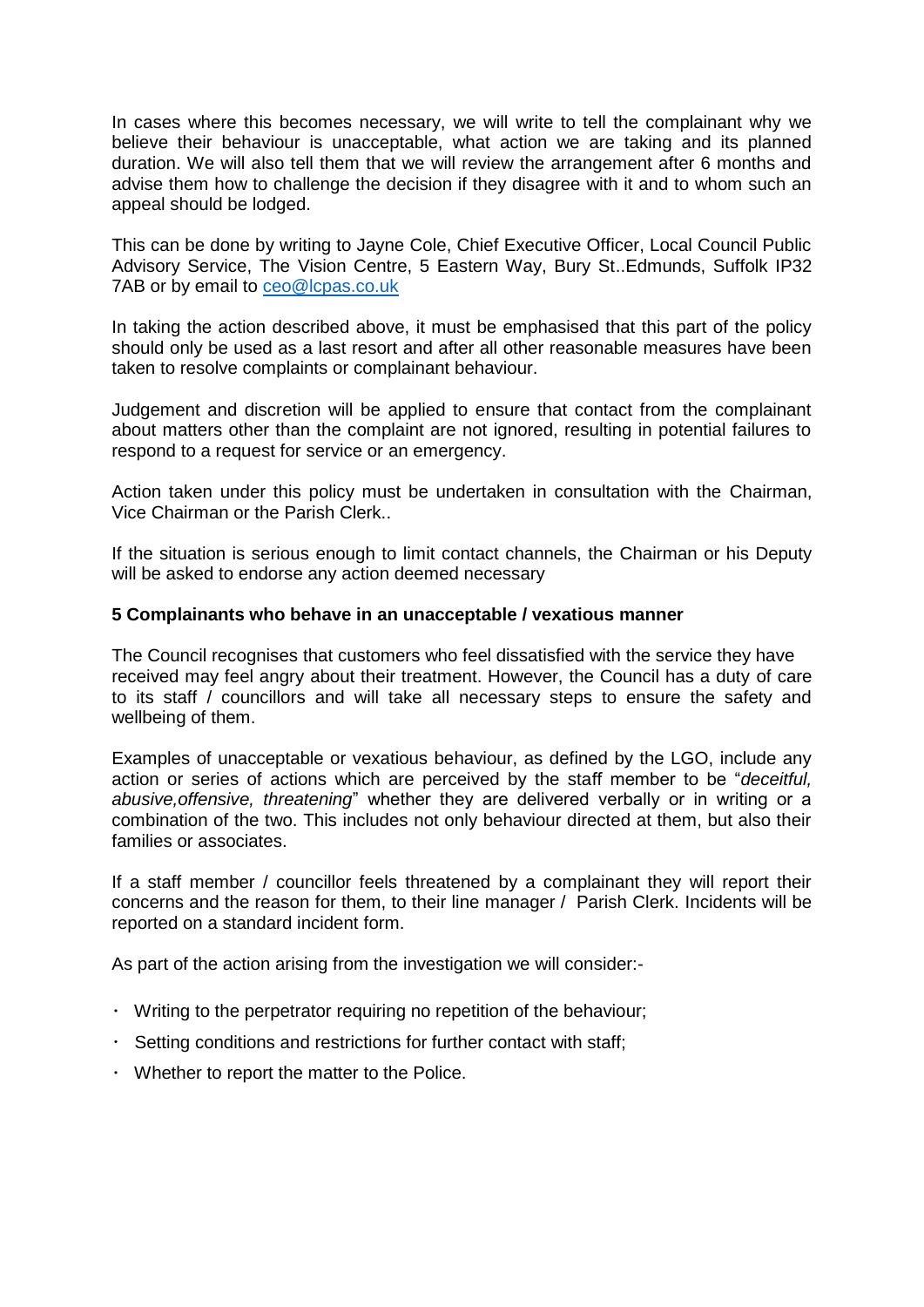In cases where this becomes necessary, we will write to tell the complainant why we believe their behaviour is unacceptable, what action we are taking and its planned duration. We will also tell them that we will review the arrangement after 6 months and advise them how to challenge the decision if they disagree with it and to whom such an appeal should be lodged.

This can be done by writing to Jayne Cole, Chief Executive Officer, Local Council Public Advisory Service, The Vision Centre, 5 Eastern Way, Bury St..Edmunds, Suffolk IP32 7AB or by email to ceo@lcpas.co.uk

In taking the action described above, it must be emphasised that this part of the policy should only be used as a last resort and after all other reasonable measures have been taken to resolve complaints or complainant behaviour.

Judgement and discretion will be applied to ensure that contact from the complainant about matters other than the complaint are not ignored, resulting in potential failures to respond to a request for service or an emergency.

Action taken under this policy must be undertaken in consultation with the Chairman, Vice Chairman or the Parish Clerk..

If the situation is serious enough to limit contact channels, the Chairman or his Deputy will be asked to endorse any action deemed necessary

**5 Complainants who behave in an unacceptable / vexatious manner**

The Council recognises that customers who feel dissatisfied with the service they have received may feel angry about their treatment. However, the Council has a duty of care to its staff / councillors and will take all necessary steps to ensure the safety and wellbeing of them.

Examples of unacceptable or vexatious behaviour, as defined by the LGO, include any action or series of actions which are perceived by the staff member to be "*deceitful, abusive,offensive, threatening*" whether they are delivered verbally or in writing or a combination of the two. This includes not only behaviour directed at them, but also their families or associates.

If a staff member / councillor feels threatened by a complainant they will report their concerns and the reason for them, to their line manager / Parish Clerk. Incidents will be reported on a standard incident form.

As part of the action arising from the investigation we will consider:-

- Writing to the perpetrator requiring no repetition of the behaviour;
- Setting conditions and restrictions for further contact with staff;
- Whether to report the matter to the Police.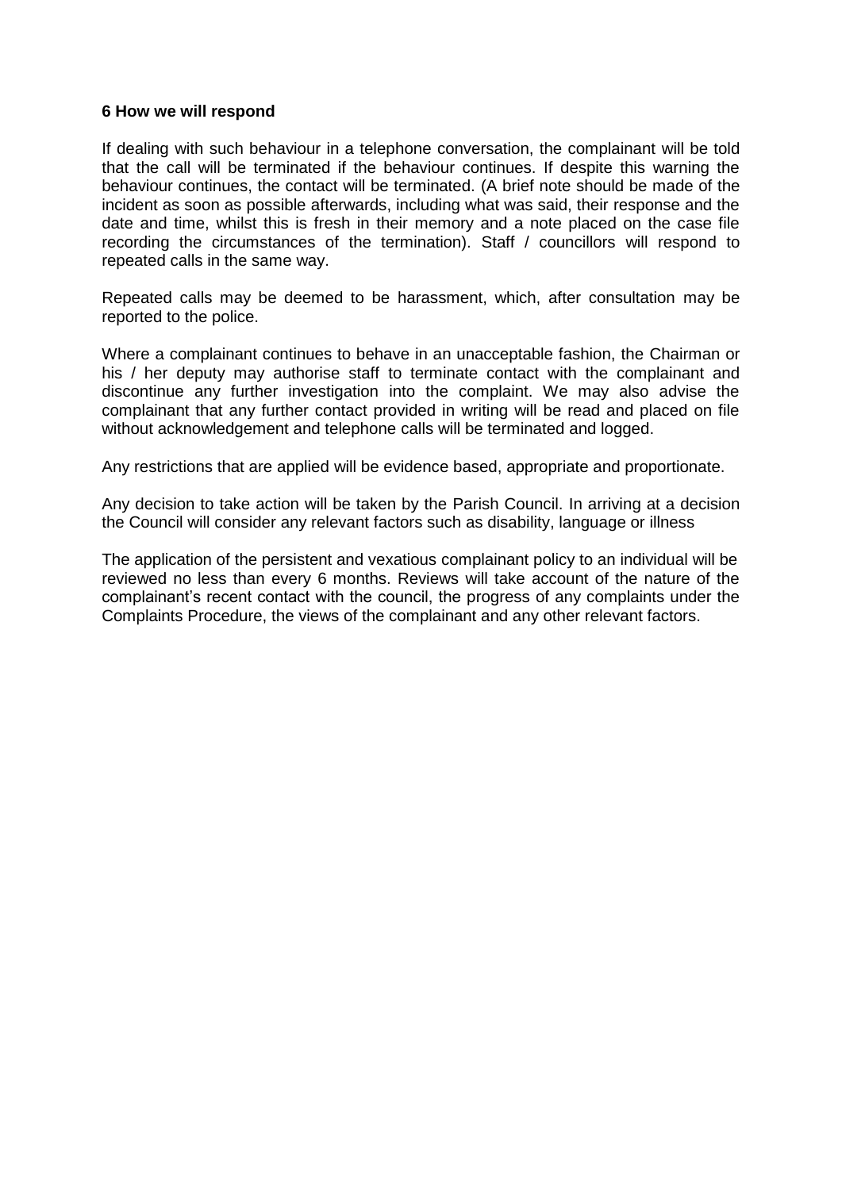## 6 How we will respond

If dealing with such behaviour in a telephone conversation, the complainant will be told that the call will be terminated if the behaviour continues. If despite this warning the behaviour continues, the contact will be terminated. (A brief note should be made of the incident as soon as possible afterwards, including what was said, their response and the date and time, whilst this is fresh in their memory and a note placed on the case file recording the circumstances of the termination). Staff / councillors will respond to repeated calls in the same way.

Repeated calls may be deemed to be harassment, which, after consultation may be reported to the police.

Where a complainant continues to behave in an unacceptable fashion, the Chairman or his / her deputy may authorise staff to terminate contact with the complainant and discontinue any further investigation into the complaint. We may also advise the complainant that any further contact provided in writing will be read and placed on file without acknowledgement and telephone calls will be terminated and logged.

Any restrictions that are applied will be evidence based, appropriate and proportionate.

Any decision to take action will be taken by the Parish Council. In arriving at a decision the Council will consider any relevant factors such as disability, language or illness

The application of the persistent and vexatious complainant policy to an individual will be reviewed no less than every 6 months. Reviews will take account of the nature of the complainant's recent contact with the council, the progress of any complaints under the Complaints Procedure, the views of the complainant and any other relevant factors.